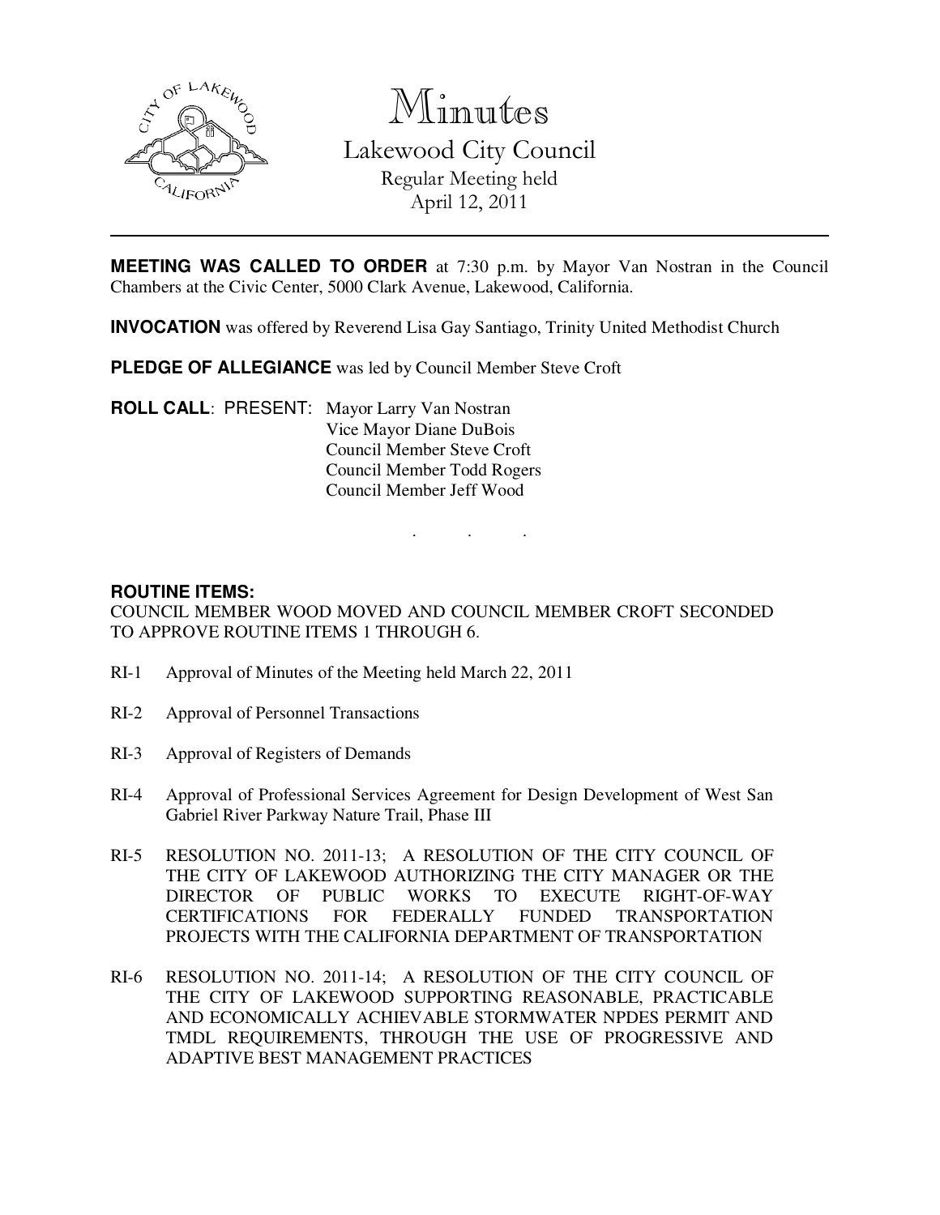# Minutes

## Lakewood City Council

Regular Meeting held
April 12, 2011

---

**MEETING WAS CALLED TO ORDER** at 7:30 p.m. by Mayor Van Nostran in the Council Chambers at the Civic Center, 5000 Clark Avenue, Lakewood, California.

**INVOCATION** was offered by Reverend Lisa Gay Santiago, Trinity United Methodist Church

**PLEDGE OF ALLEGIANCE** was led by Council Member Steve Croft

**ROLL CALL**: PRESENT: Mayor Larry Van Nostran
Vice Mayor Diane DuBois
Council Member Steve Croft
Council Member Todd Rogers
Council Member Jeff Wood

. . .

**ROUTINE ITEMS:**

COUNCIL MEMBER WOOD MOVED AND COUNCIL MEMBER CROFT SECONDED TO APPROVE ROUTINE ITEMS 1 THROUGH 6.

RI-1 Approval of Minutes of the Meeting held March 22, 2011

RI-2 Approval of Personnel Transactions

RI-3 Approval of Registers of Demands

RI-4 Approval of Professional Services Agreement for Design Development of West San Gabriel River Parkway Nature Trail, Phase III

RI-5 RESOLUTION NO. 2011-13; A RESOLUTION OF THE CITY COUNCIL OF THE CITY OF LAKEWOOD AUTHORIZING THE CITY MANAGER OR THE DIRECTOR OF PUBLIC WORKS TO EXECUTE RIGHT-OF-WAY CERTIFICATIONS FOR FEDERALLY FUNDED TRANSPORTATION PROJECTS WITH THE CALIFORNIA DEPARTMENT OF TRANSPORTATION

RI-6 RESOLUTION NO. 2011-14; A RESOLUTION OF THE CITY COUNCIL OF THE CITY OF LAKEWOOD SUPPORTING REASONABLE, PRACTICABLE AND ECONOMICALLY ACHIEVABLE STORMWATER NPDES PERMIT AND TMDL REQUIREMENTS, THROUGH THE USE OF PROGRESSIVE AND ADAPTIVE BEST MANAGEMENT PRACTICES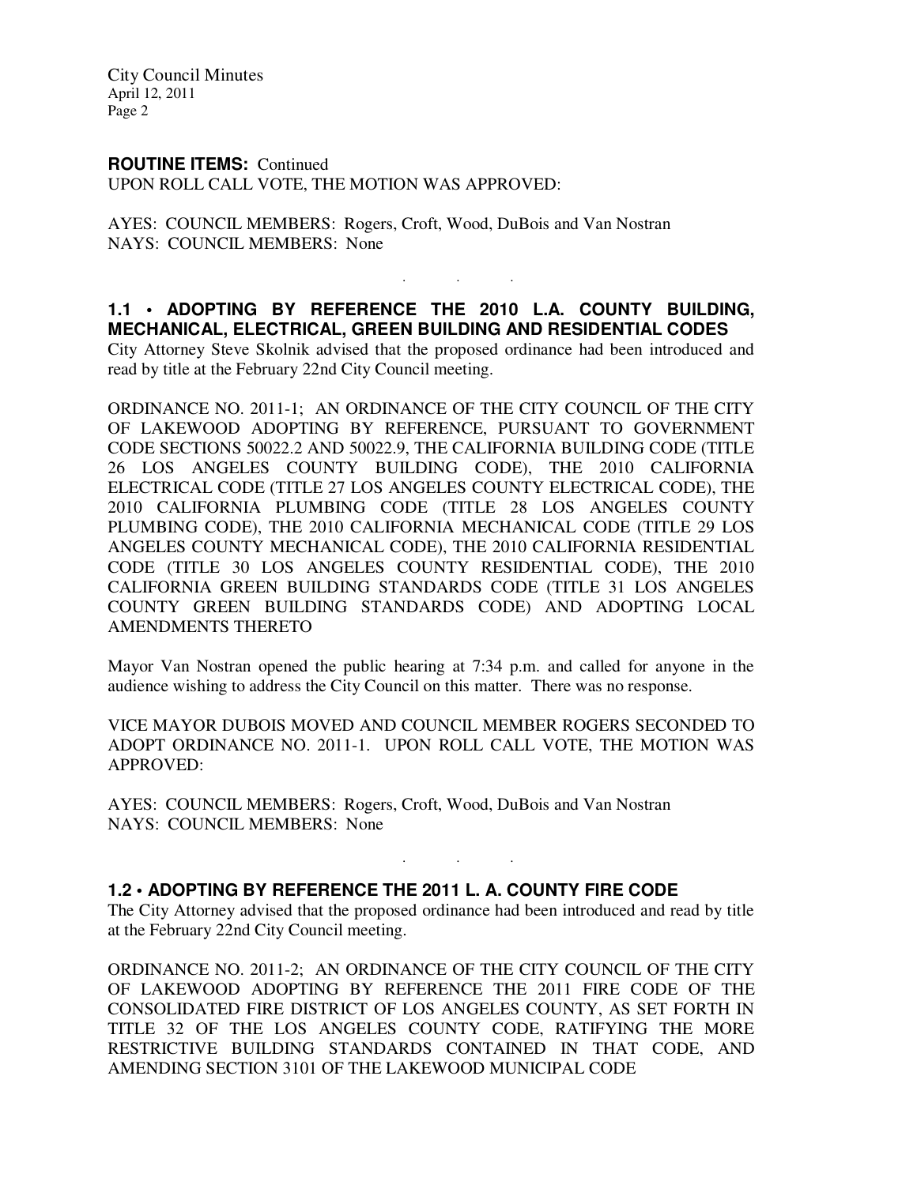**ROUTINE ITEMS:** Continued
UPON ROLL CALL VOTE, THE MOTION WAS APPROVED:

AYES: COUNCIL MEMBERS: Rogers, Croft, Wood, DuBois and Van Nostran
NAYS: COUNCIL MEMBERS: None

. . .

### 1.1 • ADOPTING BY REFERENCE THE 2010 L.A. COUNTY BUILDING, MECHANICAL, ELECTRICAL, GREEN BUILDING AND RESIDENTIAL CODES

City Attorney Steve Skolnik advised that the proposed ordinance had been introduced and read by title at the February 22nd City Council meeting.

ORDINANCE NO. 2011-1; AN ORDINANCE OF THE CITY COUNCIL OF THE CITY OF LAKEWOOD ADOPTING BY REFERENCE, PURSUANT TO GOVERNMENT CODE SECTIONS 50022.2 AND 50022.9, THE CALIFORNIA BUILDING CODE (TITLE 26 LOS ANGELES COUNTY BUILDING CODE), THE 2010 CALIFORNIA ELECTRICAL CODE (TITLE 27 LOS ANGELES COUNTY ELECTRICAL CODE), THE 2010 CALIFORNIA PLUMBING CODE (TITLE 28 LOS ANGELES COUNTY PLUMBING CODE), THE 2010 CALIFORNIA MECHANICAL CODE (TITLE 29 LOS ANGELES COUNTY MECHANICAL CODE), THE 2010 CALIFORNIA RESIDENTIAL CODE (TITLE 30 LOS ANGELES COUNTY RESIDENTIAL CODE), THE 2010 CALIFORNIA GREEN BUILDING STANDARDS CODE (TITLE 31 LOS ANGELES COUNTY GREEN BUILDING STANDARDS CODE) AND ADOPTING LOCAL AMENDMENTS THERETO

Mayor Van Nostran opened the public hearing at 7:34 p.m. and called for anyone in the audience wishing to address the City Council on this matter. There was no response.

VICE MAYOR DUBOIS MOVED AND COUNCIL MEMBER ROGERS SECONDED TO ADOPT ORDINANCE NO. 2011-1. UPON ROLL CALL VOTE, THE MOTION WAS APPROVED:

AYES: COUNCIL MEMBERS: Rogers, Croft, Wood, DuBois and Van Nostran
NAYS: COUNCIL MEMBERS: None

. . .

### 1.2 • ADOPTING BY REFERENCE THE 2011 L. A. COUNTY FIRE CODE

The City Attorney advised that the proposed ordinance had been introduced and read by title at the February 22nd City Council meeting.

ORDINANCE NO. 2011-2; AN ORDINANCE OF THE CITY COUNCIL OF THE CITY OF LAKEWOOD ADOPTING BY REFERENCE THE 2011 FIRE CODE OF THE CONSOLIDATED FIRE DISTRICT OF LOS ANGELES COUNTY, AS SET FORTH IN TITLE 32 OF THE LOS ANGELES COUNTY CODE, RATIFYING THE MORE RESTRICTIVE BUILDING STANDARDS CONTAINED IN THAT CODE, AND AMENDING SECTION 3101 OF THE LAKEWOOD MUNICIPAL CODE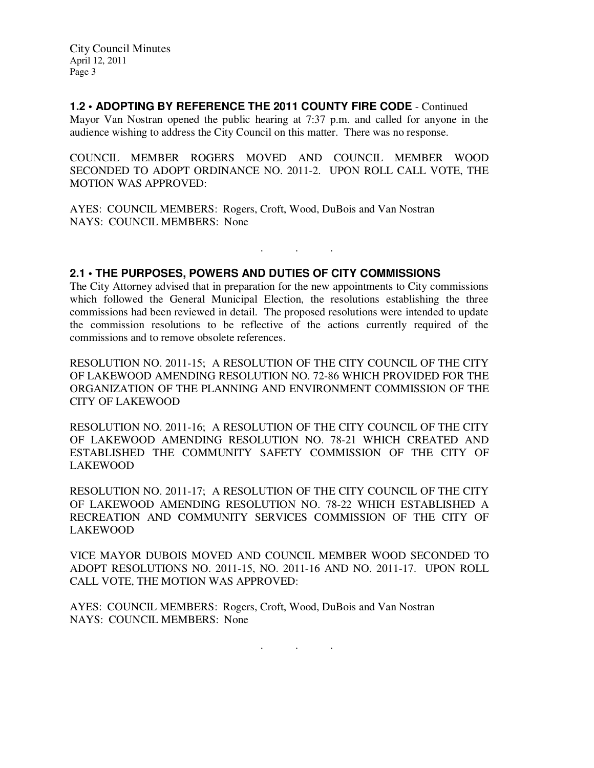**1.2 • ADOPTING BY REFERENCE THE 2011 COUNTY FIRE CODE** - Continued

Mayor Van Nostran opened the public hearing at 7:37 p.m. and called for anyone in the audience wishing to address the City Council on this matter. There was no response.

COUNCIL MEMBER ROGERS MOVED AND COUNCIL MEMBER WOOD SECONDED TO ADOPT ORDINANCE NO. 2011-2. UPON ROLL CALL VOTE, THE MOTION WAS APPROVED:

AYES: COUNCIL MEMBERS: Rogers, Croft, Wood, DuBois and Van Nostran
NAYS: COUNCIL MEMBERS: None

. . .

**2.1 • THE PURPOSES, POWERS AND DUTIES OF CITY COMMISSIONS**

The City Attorney advised that in preparation for the new appointments to City commissions which followed the General Municipal Election, the resolutions establishing the three commissions had been reviewed in detail. The proposed resolutions were intended to update the commission resolutions to be reflective of the actions currently required of the commissions and to remove obsolete references.

RESOLUTION NO. 2011-15; A RESOLUTION OF THE CITY COUNCIL OF THE CITY OF LAKEWOOD AMENDING RESOLUTION NO. 72-86 WHICH PROVIDED FOR THE ORGANIZATION OF THE PLANNING AND ENVIRONMENT COMMISSION OF THE CITY OF LAKEWOOD

RESOLUTION NO. 2011-16; A RESOLUTION OF THE CITY COUNCIL OF THE CITY OF LAKEWOOD AMENDING RESOLUTION NO. 78-21 WHICH CREATED AND ESTABLISHED THE COMMUNITY SAFETY COMMISSION OF THE CITY OF LAKEWOOD

RESOLUTION NO. 2011-17; A RESOLUTION OF THE CITY COUNCIL OF THE CITY OF LAKEWOOD AMENDING RESOLUTION NO. 78-22 WHICH ESTABLISHED A RECREATION AND COMMUNITY SERVICES COMMISSION OF THE CITY OF LAKEWOOD

VICE MAYOR DUBOIS MOVED AND COUNCIL MEMBER WOOD SECONDED TO ADOPT RESOLUTIONS NO. 2011-15, NO. 2011-16 AND NO. 2011-17. UPON ROLL CALL VOTE, THE MOTION WAS APPROVED:

AYES: COUNCIL MEMBERS: Rogers, Croft, Wood, DuBois and Van Nostran
NAYS: COUNCIL MEMBERS: None

. . .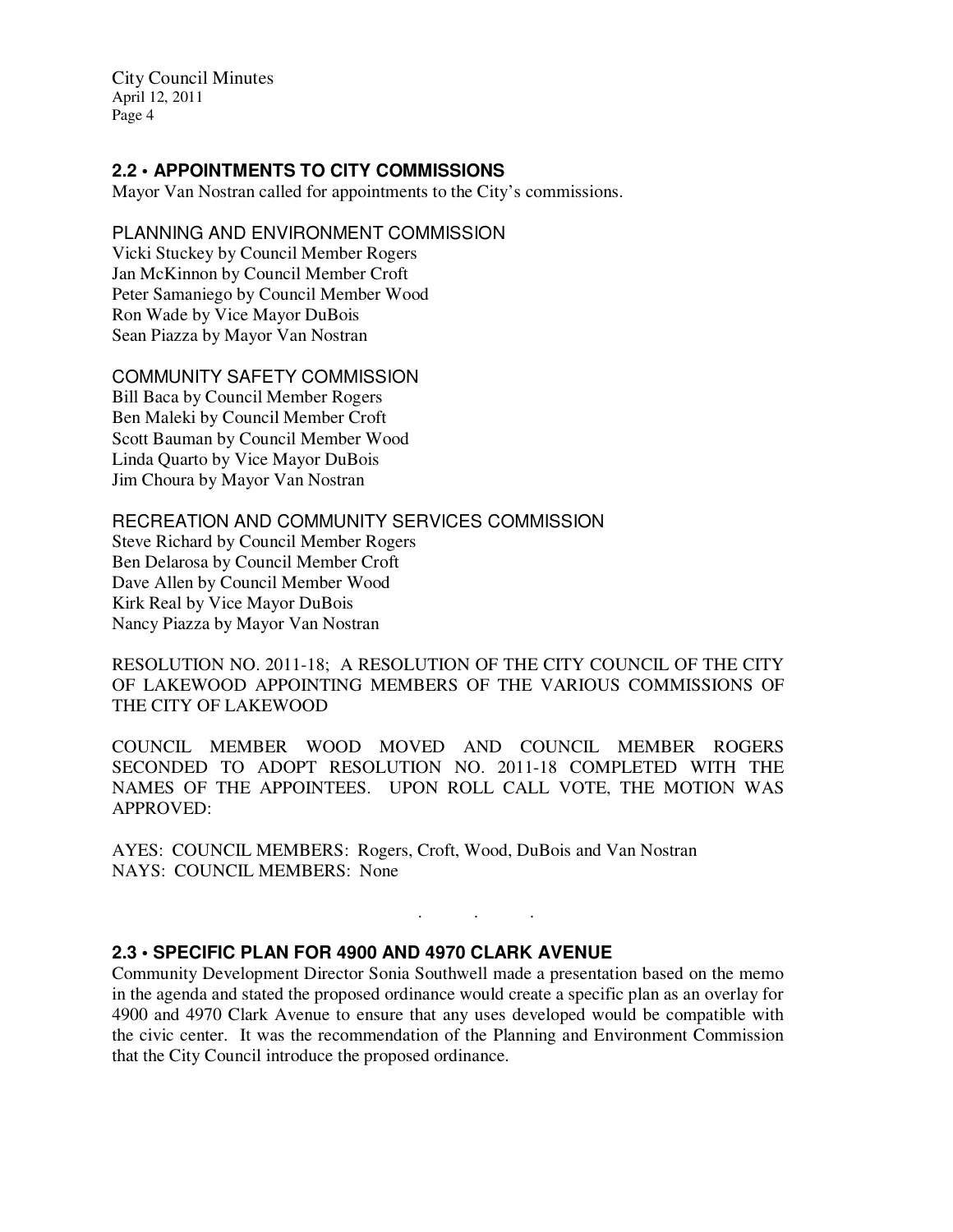## 2.2 • APPOINTMENTS TO CITY COMMISSIONS

Mayor Van Nostran called for appointments to the City's commissions.

PLANNING AND ENVIRONMENT COMMISSION
Vicki Stuckey by Council Member Rogers
Jan McKinnon by Council Member Croft
Peter Samaniego by Council Member Wood
Ron Wade by Vice Mayor DuBois
Sean Piazza by Mayor Van Nostran

COMMUNITY SAFETY COMMISSION
Bill Baca by Council Member Rogers
Ben Maleki by Council Member Croft
Scott Bauman by Council Member Wood
Linda Quarto by Vice Mayor DuBois
Jim Choura by Mayor Van Nostran

RECREATION AND COMMUNITY SERVICES COMMISSION
Steve Richard by Council Member Rogers
Ben Delarosa by Council Member Croft
Dave Allen by Council Member Wood
Kirk Real by Vice Mayor DuBois
Nancy Piazza by Mayor Van Nostran

RESOLUTION NO. 2011-18; A RESOLUTION OF THE CITY COUNCIL OF THE CITY OF LAKEWOOD APPOINTING MEMBERS OF THE VARIOUS COMMISSIONS OF THE CITY OF LAKEWOOD

COUNCIL MEMBER WOOD MOVED AND COUNCIL MEMBER ROGERS SECONDED TO ADOPT RESOLUTION NO. 2011-18 COMPLETED WITH THE NAMES OF THE APPOINTEES. UPON ROLL CALL VOTE, THE MOTION WAS APPROVED:

AYES: COUNCIL MEMBERS: Rogers, Croft, Wood, DuBois and Van Nostran
NAYS: COUNCIL MEMBERS: None

. . .

## 2.3 • SPECIFIC PLAN FOR 4900 AND 4970 CLARK AVENUE

Community Development Director Sonia Southwell made a presentation based on the memo in the agenda and stated the proposed ordinance would create a specific plan as an overlay for 4900 and 4970 Clark Avenue to ensure that any uses developed would be compatible with the civic center. It was the recommendation of the Planning and Environment Commission that the City Council introduce the proposed ordinance.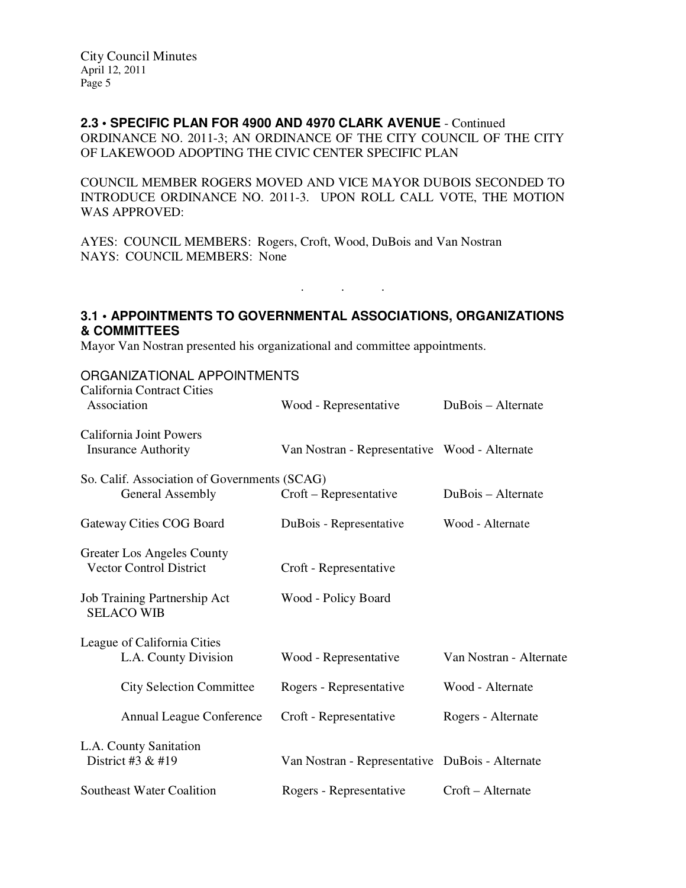**2.3 • SPECIFIC PLAN FOR 4900 AND 4970 CLARK AVENUE** - Continued
ORDINANCE NO. 2011-3; AN ORDINANCE OF THE CITY COUNCIL OF THE CITY OF LAKEWOOD ADOPTING THE CIVIC CENTER SPECIFIC PLAN

COUNCIL MEMBER ROGERS MOVED AND VICE MAYOR DUBOIS SECONDED TO INTRODUCE ORDINANCE NO. 2011-3. UPON ROLL CALL VOTE, THE MOTION WAS APPROVED:

AYES: COUNCIL MEMBERS: Rogers, Croft, Wood, DuBois and Van Nostran
NAYS: COUNCIL MEMBERS: None

. . .

**3.1 • APPOINTMENTS TO GOVERNMENTAL ASSOCIATIONS, ORGANIZATIONS & COMMITTEES**
Mayor Van Nostran presented his organizational and committee appointments.

ORGANIZATIONAL APPOINTMENTS

| Organization | Representative | Alternate |
|---|---|---|
| California Contract Cities Association | Wood - Representative | DuBois – Alternate |
| California Joint Powers Insurance Authority | Van Nostran - Representative | Wood - Alternate |
| So. Calif. Association of Governments (SCAG) General Assembly | Croft – Representative | DuBois – Alternate |
| Gateway Cities COG Board | DuBois - Representative | Wood - Alternate |
| Greater Los Angeles County Vector Control District | Croft - Representative | |
| Job Training Partnership Act SELACO WIB | Wood - Policy Board | |
| League of California Cities L.A. County Division | Wood - Representative | Van Nostran - Alternate |
| City Selection Committee | Rogers - Representative | Wood - Alternate |
| Annual League Conference | Croft - Representative | Rogers - Alternate |
| L.A. County Sanitation District #3 & #19 | Van Nostran - Representative | DuBois - Alternate |
| Southeast Water Coalition | Rogers - Representative | Croft – Alternate |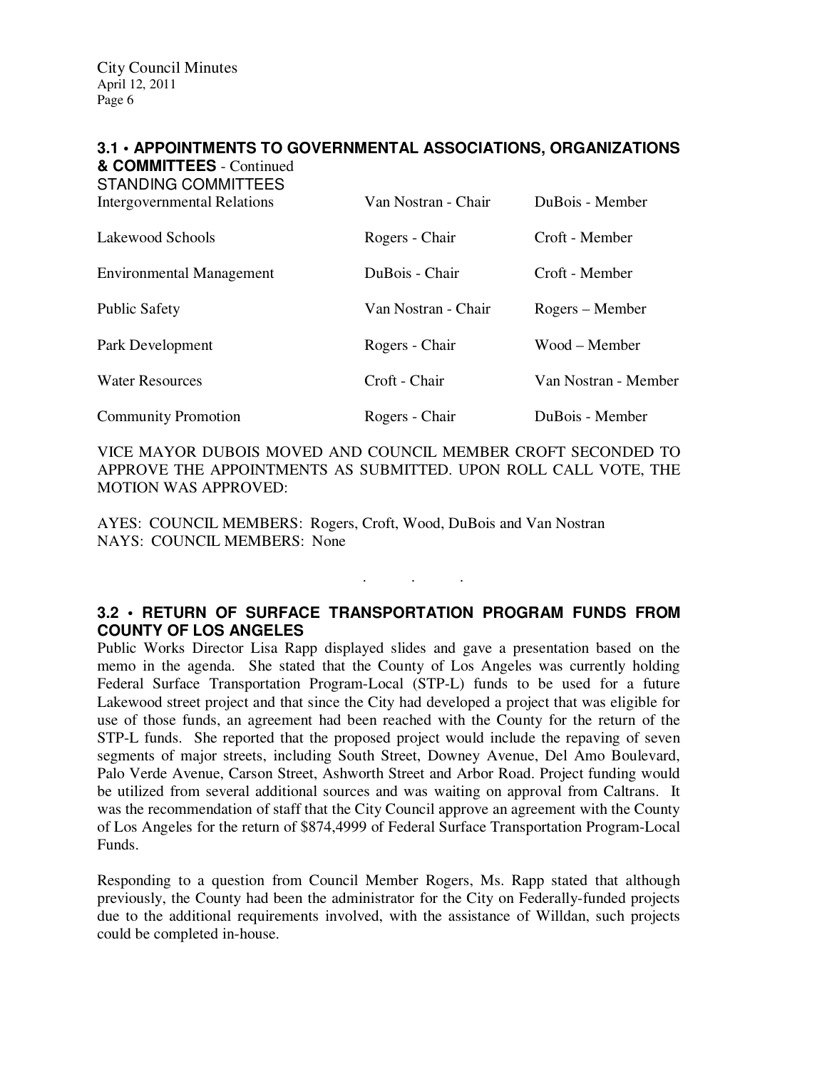### 3.1 • APPOINTMENTS TO GOVERNMENTAL ASSOCIATIONS, ORGANIZATIONS & COMMITTEES - Continued

STANDING COMMITTEES

| | | |
|---|---|---|
| Intergovernmental Relations | Van Nostran - Chair | DuBois - Member |
| Lakewood Schools | Rogers - Chair | Croft - Member |
| Environmental Management | DuBois - Chair | Croft - Member |
| Public Safety | Van Nostran - Chair | Rogers – Member |
| Park Development | Rogers - Chair | Wood – Member |
| Water Resources | Croft - Chair | Van Nostran - Member |
| Community Promotion | Rogers - Chair | DuBois - Member |

VICE MAYOR DUBOIS MOVED AND COUNCIL MEMBER CROFT SECONDED TO APPROVE THE APPOINTMENTS AS SUBMITTED. UPON ROLL CALL VOTE, THE MOTION WAS APPROVED:

AYES: COUNCIL MEMBERS: Rogers, Croft, Wood, DuBois and Van Nostran
NAYS: COUNCIL MEMBERS: None

. . .

### 3.2 • RETURN OF SURFACE TRANSPORTATION PROGRAM FUNDS FROM COUNTY OF LOS ANGELES

Public Works Director Lisa Rapp displayed slides and gave a presentation based on the memo in the agenda. She stated that the County of Los Angeles was currently holding Federal Surface Transportation Program-Local (STP-L) funds to be used for a future Lakewood street project and that since the City had developed a project that was eligible for use of those funds, an agreement had been reached with the County for the return of the STP-L funds. She reported that the proposed project would include the repaving of seven segments of major streets, including South Street, Downey Avenue, Del Amo Boulevard, Palo Verde Avenue, Carson Street, Ashworth Street and Arbor Road. Project funding would be utilized from several additional sources and was waiting on approval from Caltrans. It was the recommendation of staff that the City Council approve an agreement with the County of Los Angeles for the return of $874,4999 of Federal Surface Transportation Program-Local Funds.

Responding to a question from Council Member Rogers, Ms. Rapp stated that although previously, the County had been the administrator for the City on Federally-funded projects due to the additional requirements involved, with the assistance of Willdan, such projects could be completed in-house.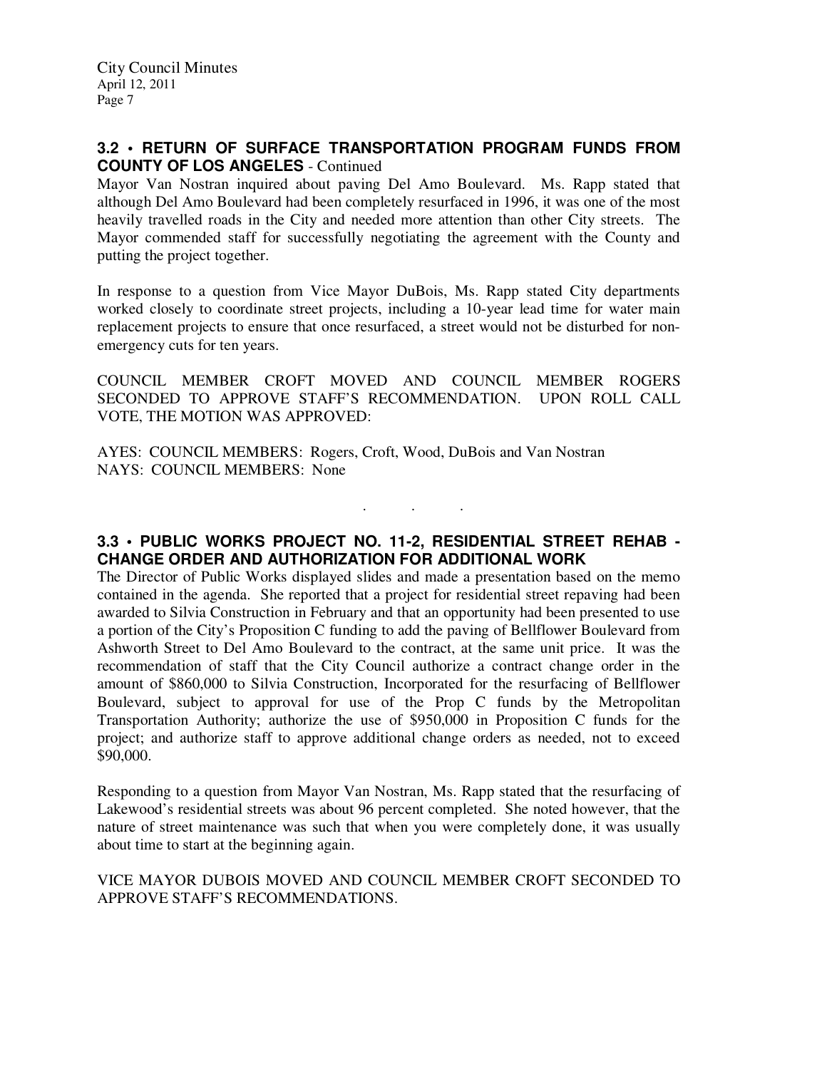### 3.2 • RETURN OF SURFACE TRANSPORTATION PROGRAM FUNDS FROM COUNTY OF LOS ANGELES - Continued

Mayor Van Nostran inquired about paving Del Amo Boulevard. Ms. Rapp stated that although Del Amo Boulevard had been completely resurfaced in 1996, it was one of the most heavily travelled roads in the City and needed more attention than other City streets. The Mayor commended staff for successfully negotiating the agreement with the County and putting the project together.

In response to a question from Vice Mayor DuBois, Ms. Rapp stated City departments worked closely to coordinate street projects, including a 10-year lead time for water main replacement projects to ensure that once resurfaced, a street would not be disturbed for non-emergency cuts for ten years.

COUNCIL MEMBER CROFT MOVED AND COUNCIL MEMBER ROGERS SECONDED TO APPROVE STAFF'S RECOMMENDATION. UPON ROLL CALL VOTE, THE MOTION WAS APPROVED:

AYES: COUNCIL MEMBERS: Rogers, Croft, Wood, DuBois and Van Nostran
NAYS: COUNCIL MEMBERS: None

. . .

### 3.3 • PUBLIC WORKS PROJECT NO. 11-2, RESIDENTIAL STREET REHAB - CHANGE ORDER AND AUTHORIZATION FOR ADDITIONAL WORK

The Director of Public Works displayed slides and made a presentation based on the memo contained in the agenda. She reported that a project for residential street repaving had been awarded to Silvia Construction in February and that an opportunity had been presented to use a portion of the City's Proposition C funding to add the paving of Bellflower Boulevard from Ashworth Street to Del Amo Boulevard to the contract, at the same unit price. It was the recommendation of staff that the City Council authorize a contract change order in the amount of $860,000 to Silvia Construction, Incorporated for the resurfacing of Bellflower Boulevard, subject to approval for use of the Prop C funds by the Metropolitan Transportation Authority; authorize the use of the $950,000 in Proposition C funds for the project; and authorize staff to approve additional change orders as needed, not to exceed $90,000.

Responding to a question from Mayor Van Nostran, Ms. Rapp stated that the resurfacing of Lakewood's residential streets was about 96 percent completed. She noted however, that the nature of street maintenance was such that when you were completely done, it was usually about time to start at the beginning again.

VICE MAYOR DUBOIS MOVED AND COUNCIL MEMBER CROFT SECONDED TO APPROVE STAFF'S RECOMMENDATIONS.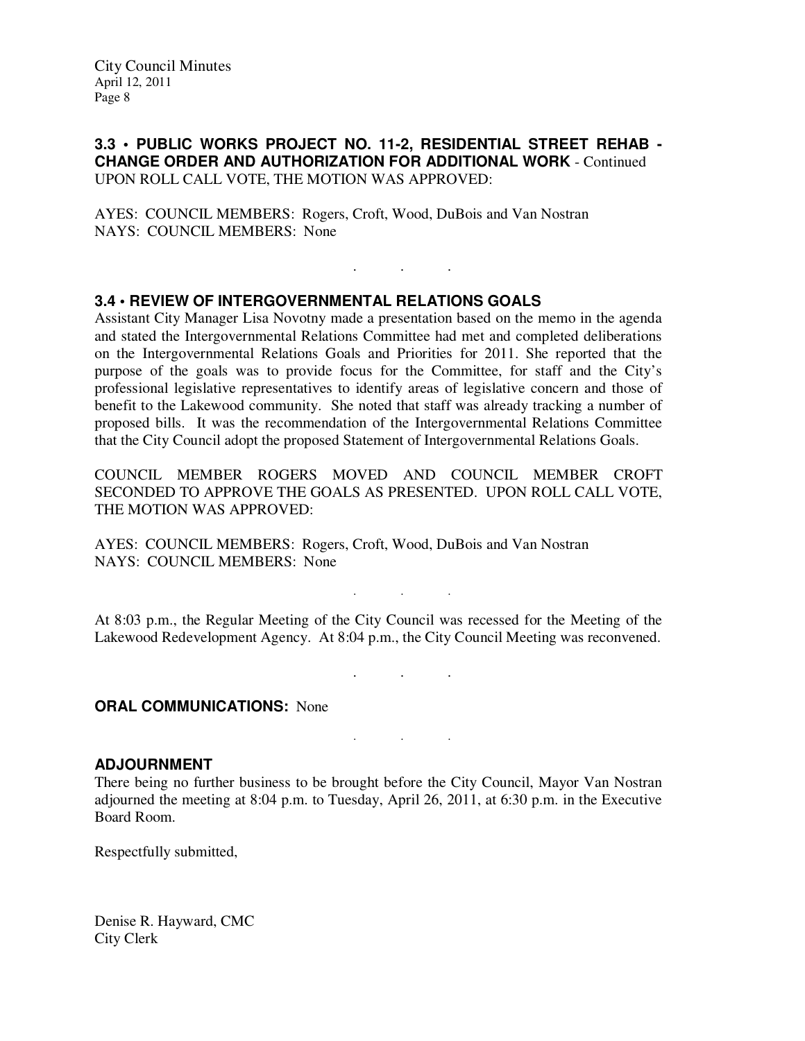### 3.3 • PUBLIC WORKS PROJECT NO. 11-2, RESIDENTIAL STREET REHAB - CHANGE ORDER AND AUTHORIZATION FOR ADDITIONAL WORK - Continued

UPON ROLL CALL VOTE, THE MOTION WAS APPROVED:

AYES: COUNCIL MEMBERS: Rogers, Croft, Wood, DuBois and Van Nostran
NAYS: COUNCIL MEMBERS: None

. . .

### 3.4 • REVIEW OF INTERGOVERNMENTAL RELATIONS GOALS

Assistant City Manager Lisa Novotny made a presentation based on the memo in the agenda and stated the Intergovernmental Relations Committee had met and completed deliberations on the Intergovernmental Relations Goals and Priorities for 2011. She reported that the purpose of the goals was to provide focus for the Committee, for staff and the City's professional legislative representatives to identify areas of legislative concern and those of benefit to the Lakewood community. She noted that staff was already tracking a number of proposed bills. It was the recommendation of the Intergovernmental Relations Committee that the City Council adopt the proposed Statement of Intergovernmental Relations Goals.

COUNCIL MEMBER ROGERS MOVED AND COUNCIL MEMBER CROFT SECONDED TO APPROVE THE GOALS AS PRESENTED. UPON ROLL CALL VOTE, THE MOTION WAS APPROVED:

AYES: COUNCIL MEMBERS: Rogers, Croft, Wood, DuBois and Van Nostran
NAYS: COUNCIL MEMBERS: None

. . .

At 8:03 p.m., the Regular Meeting of the City Council was recessed for the Meeting of the Lakewood Redevelopment Agency. At 8:04 p.m., the City Council Meeting was reconvened.

. . .

**ORAL COMMUNICATIONS:** None

. . .

### ADJOURNMENT

There being no further business to be brought before the City Council, Mayor Van Nostran adjourned the meeting at 8:04 p.m. to Tuesday, April 26, 2011, at 6:30 p.m. in the Executive Board Room.

Respectfully submitted,

Denise R. Hayward, CMC
City Clerk